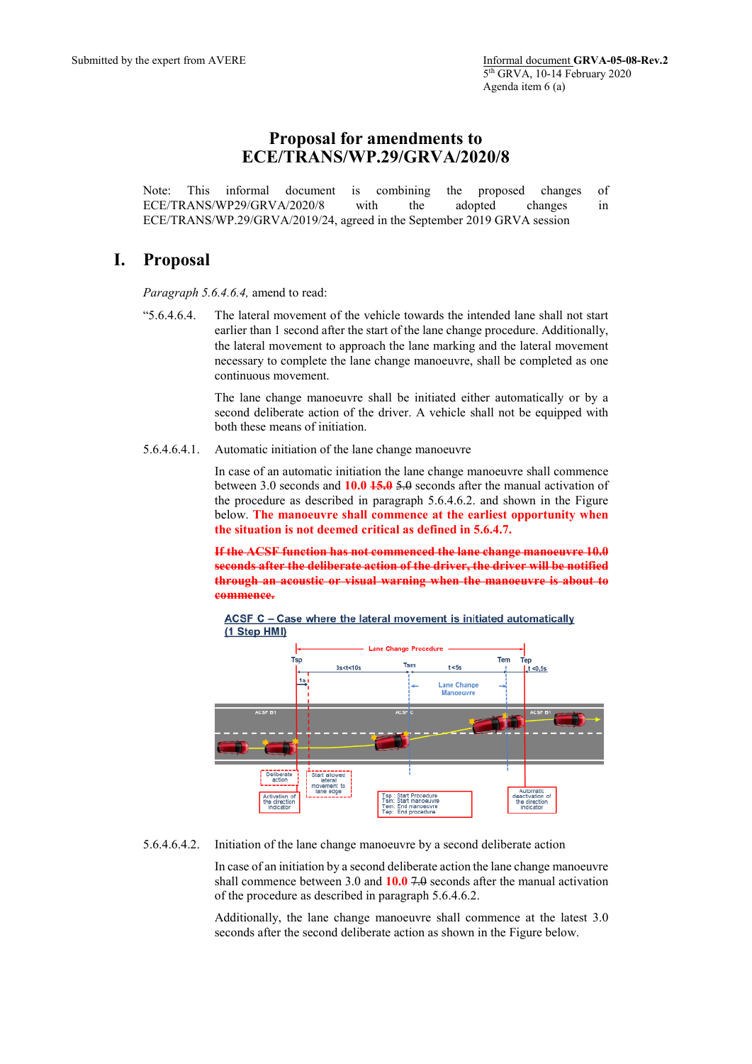Submitted by the expert from AVERE

Informal document **GRVA-05-08-Rev.2**
5th GRVA, 10-14 February 2020
Agenda item 6 (a)

# Proposal for amendments to ECE/TRANS/WP.29/GRVA/2020/8

Note: This informal document is combining the proposed changes of ECE/TRANS/WP29/GRVA/2020/8 with the adopted changes in ECE/TRANS/WP.29/GRVA/2019/24, agreed in the September 2019 GRVA session

## I. Proposal

*Paragraph 5.6.4.6.4,* amend to read:

"5.6.4.6.4. The lateral movement of the vehicle towards the intended lane shall not start earlier than 1 second after the start of the lane change procedure. Additionally, the lateral movement to approach the lane marking and the lateral movement necessary to complete the lane change manoeuvre, shall be completed as one continuous movement.

The lane change manoeuvre shall be initiated either automatically or by a second deliberate action of the driver. A vehicle shall not be equipped with both these means of initiation.

5.6.4.6.4.1. Automatic initiation of the lane change manoeuvre

In case of an automatic initiation the lane change manoeuvre shall commence between 3.0 seconds and **10.0** ~~**15.0**~~ ~~5.0~~ seconds after the manual activation of the procedure as described in paragraph 5.6.4.6.2. and shown in the Figure below. **The manoeuvre shall commence at the earliest opportunity when the situation is not deemed critical as defined in 5.6.4.7.**

~~**If the ACSF function has not commenced the lane change manoeuvre 10.0 seconds after the deliberate action of the driver, the driver will be notified through an acoustic or visual warning when the manoeuvre is about to commence.**~~

ACSF C – Case where the lateral movement is initiated automatically (1 Step HMI)

Lane Change Procedure; Tsp; 3s<t<10s; Tsm; t<5s; Tem; Tep; t<0,5s; 1s; Lane Change Manoeuvre; ACSF B1; ACSF C; ACSF B1; Deliberate action; Activation of the direction indicator; Start allowed lateral movement to lane edge; Tsp : Start Procedure; Tsm: Start manoeuvre; Tem: End manoeuvre; Tep: End procedure; Automatic deactivation of the direction indicator

5.6.4.6.4.2. Initiation of the lane change manoeuvre by a second deliberate action

In case of an initiation by a second deliberate action the lane change manoeuvre shall commence between 3.0 and **10.0** ~~7.0~~ seconds after the manual activation of the procedure as described in paragraph 5.6.4.6.2.

Additionally, the lane change manoeuvre shall commence at the latest 3.0 seconds after the second deliberate action as shown in the Figure below.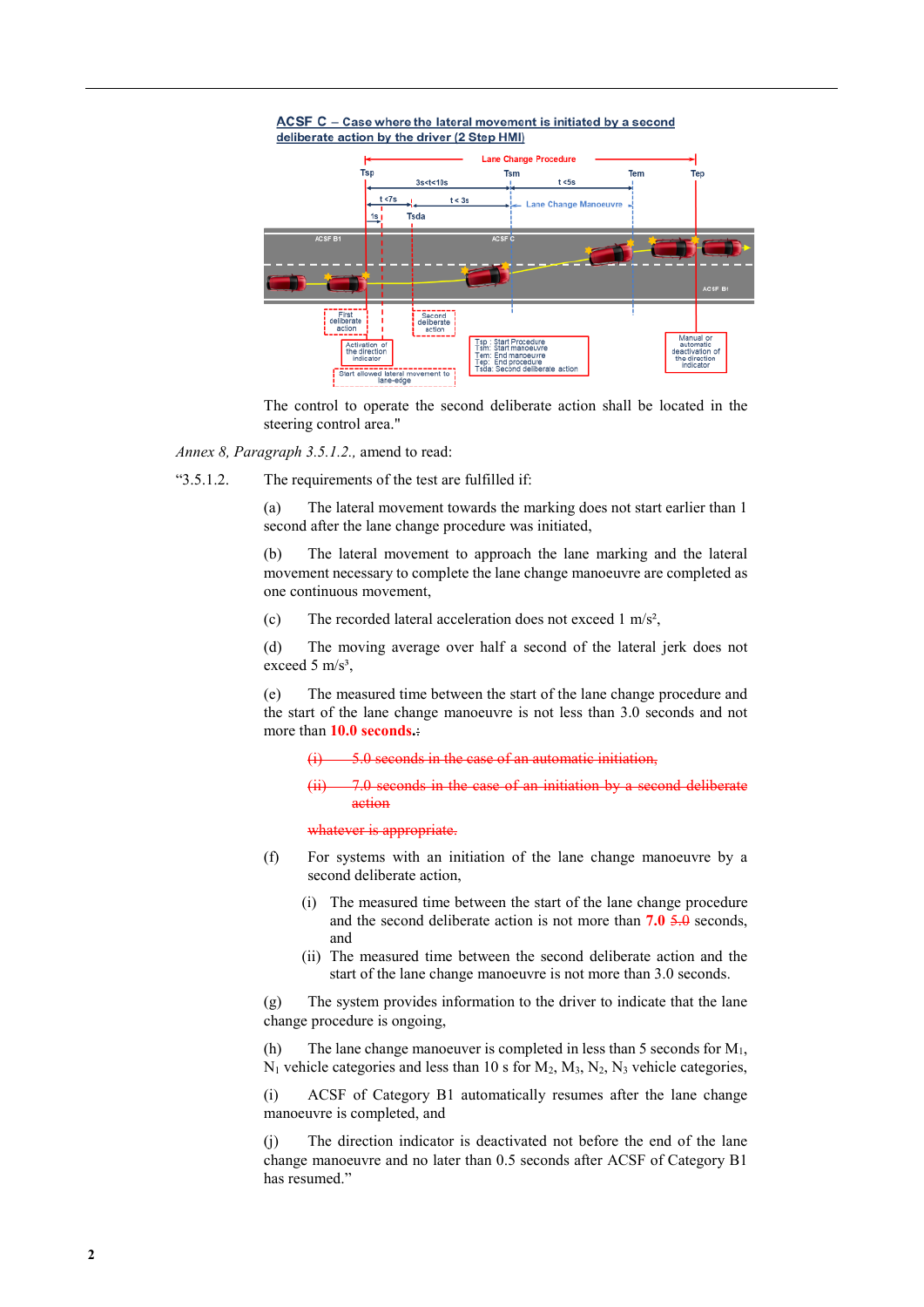**ACSF C – Case where the lateral movement is initiated by a second deliberate action by the driver (2 Step HMI)**

Lane Change Procedure

Tsp, Tsm, Tem, Tep

3s<t<10s, t <5s, t <7s, t < 3s, 1s, Tsda

Lane Change Manoeuvre

ACSF B1, ACSF C, ACSF B1

First deliberate action

Second deliberate action

Activation of the direction indicator

Start allowed lateral movement to lane-edge

Tsp : Start Procedure
Tsm: Start manoeuvre
Tem: End manoeuvre
Tep: End procedure
Tsda: Second deliberate action

Manual or automatic deactivation of the direction indicator

The control to operate the second deliberate action shall be located in the steering control area."

*Annex 8, Paragraph 3.5.1.2.,* amend to read:

"3.5.1.2. The requirements of the test are fulfilled if:

(a) The lateral movement towards the marking does not start earlier than 1 second after the lane change procedure was initiated,

(b) The lateral movement to approach the lane marking and the lateral movement necessary to complete the lane change manoeuvre are completed as one continuous movement,

(c) The recorded lateral acceleration does not exceed 1 m/s²,

(d) The moving average over half a second of the lateral jerk does not exceed 5 m/s³,

(e) The measured time between the start of the lane change procedure and the start of the lane change manoeuvre is not less than 3.0 seconds and not more than **10.0 seconds**.~~:~~

~~(i) 5.0 seconds in the case of an automatic initiation,~~

~~(ii) 7.0 seconds in the case of an initiation by a second deliberate action~~

~~whatever is appropriate.~~

(f) For systems with an initiation of the lane change manoeuvre by a second deliberate action,

(i) The measured time between the start of the lane change procedure and the second deliberate action is not more than **7.0** ~~5.0~~ seconds, and

(ii) The measured time between the second deliberate action and the start of the lane change manoeuvre is not more than 3.0 seconds.

(g) The system provides information to the driver to indicate that the lane change procedure is ongoing,

(h) The lane change manoeuver is completed in less than 5 seconds for $M_1$, $N_1$ vehicle categories and less than 10 s for $M_2$, $M_3$, $N_2$, $N_3$ vehicle categories,

(i) ACSF of Category B1 automatically resumes after the lane change manoeuvre is completed, and

(j) The direction indicator is deactivated not before the end of the lane change manoeuvre and no later than 0.5 seconds after ACSF of Category B1 has resumed."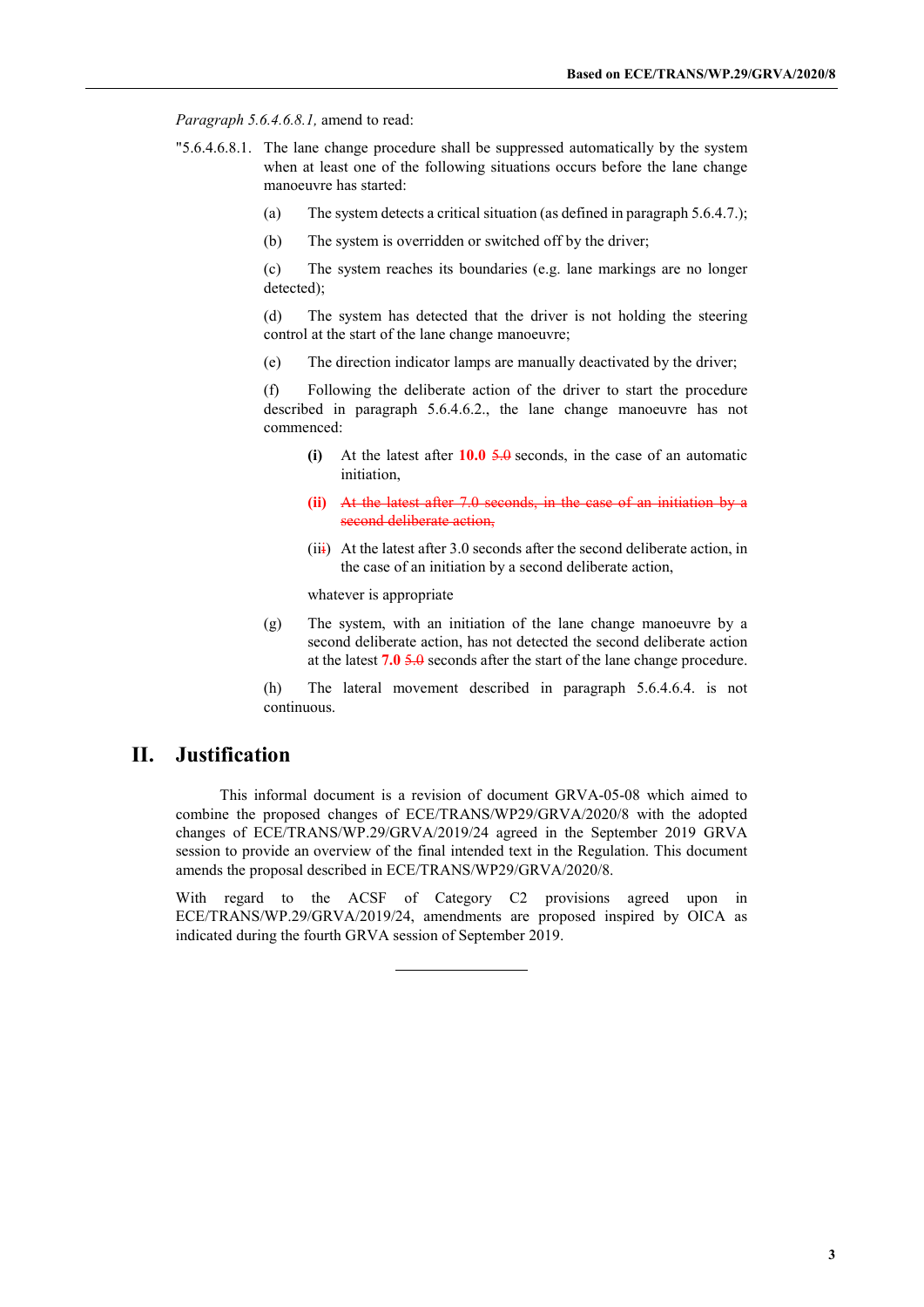*Paragraph 5.6.4.6.8.1,* amend to read:

"5.6.4.6.8.1. The lane change procedure shall be suppressed automatically by the system when at least one of the following situations occurs before the lane change manoeuvre has started:

(a) The system detects a critical situation (as defined in paragraph 5.6.4.7.);

(b) The system is overridden or switched off by the driver;

(c) The system reaches its boundaries (e.g. lane markings are no longer detected);

(d) The system has detected that the driver is not holding the steering control at the start of the lane change manoeuvre;

(e) The direction indicator lamps are manually deactivated by the driver;

(f) Following the deliberate action of the driver to start the procedure described in paragraph 5.6.4.6.2., the lane change manoeuvre has not commenced:

**(i)** At the latest after **10.0** ~~5.0~~ seconds, in the case of an automatic initiation,

~~**(ii)** At the latest after 7.0 seconds, in the case of an initiation by a second deliberate action,~~

(ii~~i~~) At the latest after 3.0 seconds after the second deliberate action, in the case of an initiation by a second deliberate action,

whatever is appropriate

(g) The system, with an initiation of the lane change manoeuvre by a second deliberate action, has not detected the second deliberate action at the latest **7.0** ~~5.0~~ seconds after the start of the lane change procedure.

(h) The lateral movement described in paragraph 5.6.4.6.4. is not continuous.

# II. Justification

This informal document is a revision of document GRVA-05-08 which aimed to combine the proposed changes of ECE/TRANS/WP29/GRVA/2020/8 with the adopted changes of ECE/TRANS/WP.29/GRVA/2019/24 agreed in the September 2019 GRVA session to provide an overview of the final intended text in the Regulation. This document amends the proposal described in ECE/TRANS/WP29/GRVA/2020/8.

With regard to the ACSF of Category C2 provisions agreed upon in ECE/TRANS/WP.29/GRVA/2019/24, amendments are proposed inspired by OICA as indicated during the fourth GRVA session of September 2019.